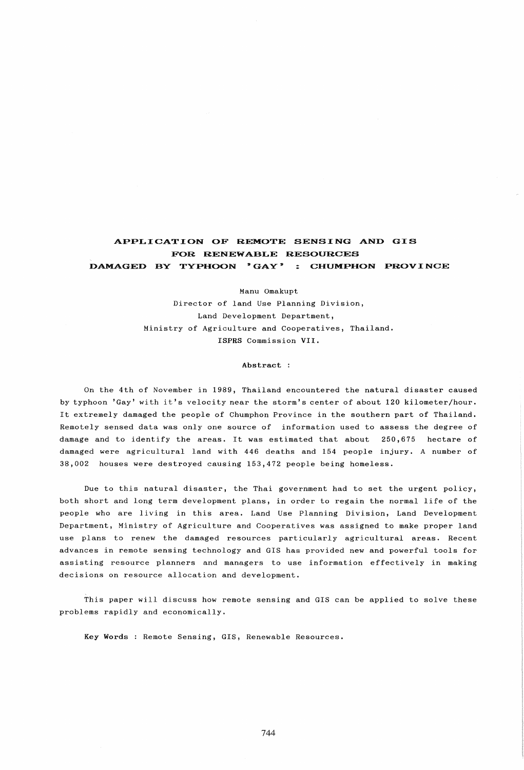# APPLICATION OF REMOTE SENSING AND GIS FOR RENEWABLE RESOURCES DAMAGED BY TYPHOON 'GAY' : CHUMPHON PROVINCE

Manu Omakupt
Director of land Use Planning Division,
Land Development Department,
Ministry of Agriculture and Cooperatives, Thailand.
ISPRS Commission VII.

**Abstract :**

On the 4th of November in 1989, Thailand encountered the natural disaster caused by typhoon 'Gay' with it's velocity near the storm's center of about 120 kilometer/hour. It extremely damaged the people of Chumphon Province in the southern part of Thailand. Remotely sensed data was only one source of information used to assess the degree of damage and to identify the areas. It was estimated that about 250,675 hectare of damaged were agricultural land with 446 deaths and 154 people injury. A number of 38,002 houses were destroyed causing 153,472 people being homeless.

Due to this natural disaster, the Thai government had to set the urgent policy, both short and long term development plans, in order to regain the normal life of the people who are living in this area. Land Use Planning Division, Land Development Department, Ministry of Agriculture and Cooperatives was assigned to make proper land use plans to renew the damaged resources particularly agricultural areas. Recent advances in remote sensing technology and GIS has provided new and powerful tools for assisting resource planners and managers to use information effectively in making decisions on resource allocation and development.

This paper will discuss how remote sensing and GIS can be applied to solve these problems rapidly and economically.

**Key Words** : Remote Sensing, GIS, Renewable Resources.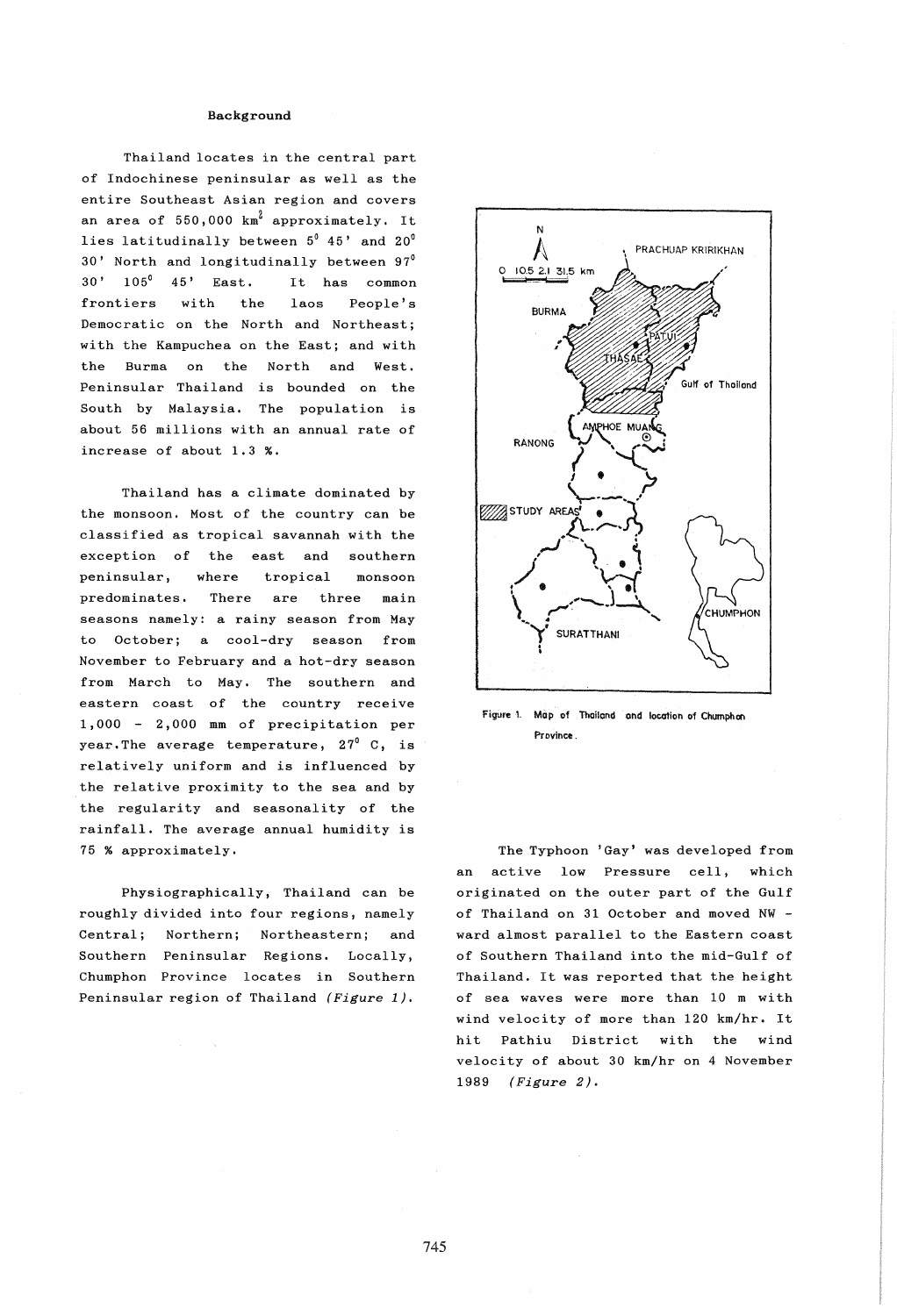### Background

Thailand locates in the central part of Indochinese peninsular as well as the entire Southeast Asian region and covers an area of 550,000 $km^2$ approximately. It lies latitudinally between $5^0$ 45' and $20^0$ 30' North and longitudinally between $97^0$ 30' $105^0$ 45' East. It has common frontiers with the laos People's Democratic on the North and Northeast; with the Kampuchea on the East; and with the Burma on the North and West. Peninsular Thailand is bounded on the South by Malaysia. The population is about 56 millions with an annual rate of increase of about 1.3 %.

Thailand has a climate dominated by the monsoon. Most of the country can be classified as tropical savannah with the exception of the east and southern peninsular, where tropical monsoon predominates. There are three main seasons namely: a rainy season from May to October; a cool-dry season from November to February and a hot-dry season from March to May. The southern and eastern coast of the country receive 1,000 - 2,000 mm of precipitation per year.The average temperature, $27^0$ C, is relatively uniform and is influenced by the relative proximity to the sea and by the regularity and seasonality of the rainfall. The average annual humidity is 75 % approximately.

Physiographically, Thailand can be roughly divided into four regions, namely Central; Northern; Northeastern; and Southern Peninsular Regions. Locally, Chumphon Province locates in Southern Peninsular region of Thailand *(Figure 1)*.

Figure 1. Map of Thailand and location of Chumphon Province.

The Typhoon 'Gay' was developed from an active low Pressure cell, which originated on the outer part of the Gulf of Thailand on 31 October and moved NW - ward almost parallel to the Eastern coast of Southern Thailand into the mid-Gulf of Thailand. It was reported that the height of sea waves were more than 10 m with wind velocity of more than 120 km/hr. It hit Pathiu District with the wind velocity of about 30 km/hr on 4 November 1989 *(Figure 2)*.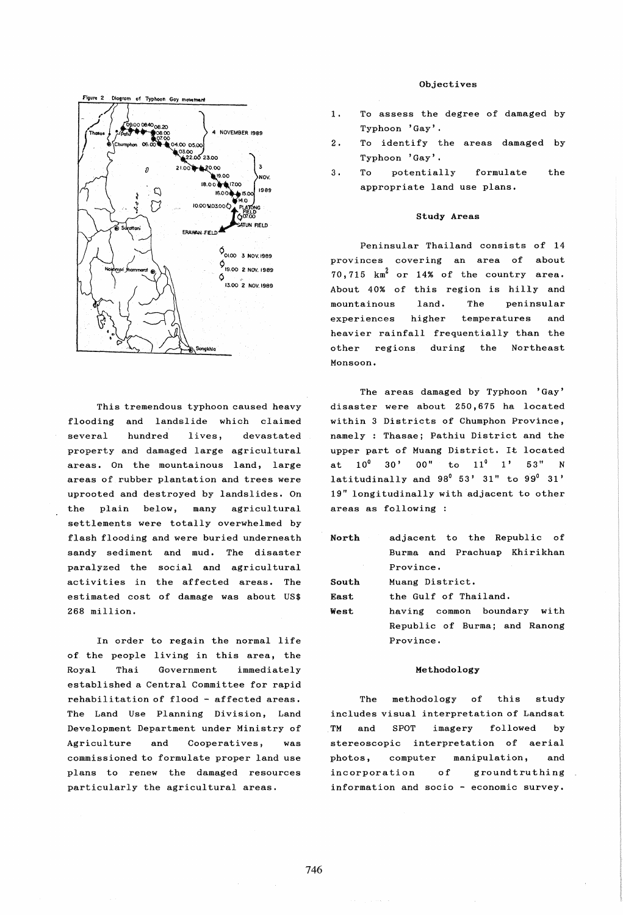Figure 2 Diagram of Typhoon Gay movement

This tremendous typhoon caused heavy flooding and landslide which claimed several hundred lives, devastated property and damaged large agricultural areas. On the mountainous land, large areas of rubber plantation and trees were uprooted and destroyed by landslides. On the plain below, many agricultural settlements were totally overwhelmed by flash flooding and were buried underneath sandy sediment and mud. The disaster paralyzed the social and agricultural activities in the affected areas. The estimated cost of damage was about US$ 268 million.

In order to regain the normal life of the people living in this area, the Royal Thai Government immediately established a Central Committee for rapid rehabilitation of flood - affected areas. The Land Use Planning Division, Land Development Department under Ministry of Agriculture and Cooperatives, was commissioned to formulate proper land use plans to renew the damaged resources particularly the agricultural areas.

### Objectives

1. To assess the degree of damaged by Typhoon 'Gay'.
2. To identify the areas damaged by Typhoon 'Gay'.
3. To potentially formulate the appropriate land use plans.

### Study Areas

Peninsular Thailand consists of 14 provinces covering an area of about 70,715 $km^2$ or 14% of the country area. About 40% of this region is hilly and mountainous land. The peninsular experiences higher temperatures and heavier rainfall frequentially than the other regions during the Northeast Monsoon.

The areas damaged by Typhoon 'Gay' disaster were about 250,675 ha located within 3 Districts of Chumphon Province, namely : Thasae; Pathiu District and the upper part of Muang District. It located at $10^0$ 30' 00" to $11^0$ 1' 53" N latitudinally and $98^0$ 53' 31" to $99^0$ 31' 19" longitudinally with adjacent to other areas as following :

**North** adjacent to the Republic of Burma and Prachuap Khirikhan Province.

**South** Muang District.

**East** the Gulf of Thailand.

**West** having common boundary with Republic of Burma; and Ranong Province.

### Methodology

The methodology of this study includes visual interpretation of Landsat TM and SPOT imagery followed by stereoscopic interpretation of aerial photos, computer manipulation, and incorporation of groundtruthing information and socio - economic survey.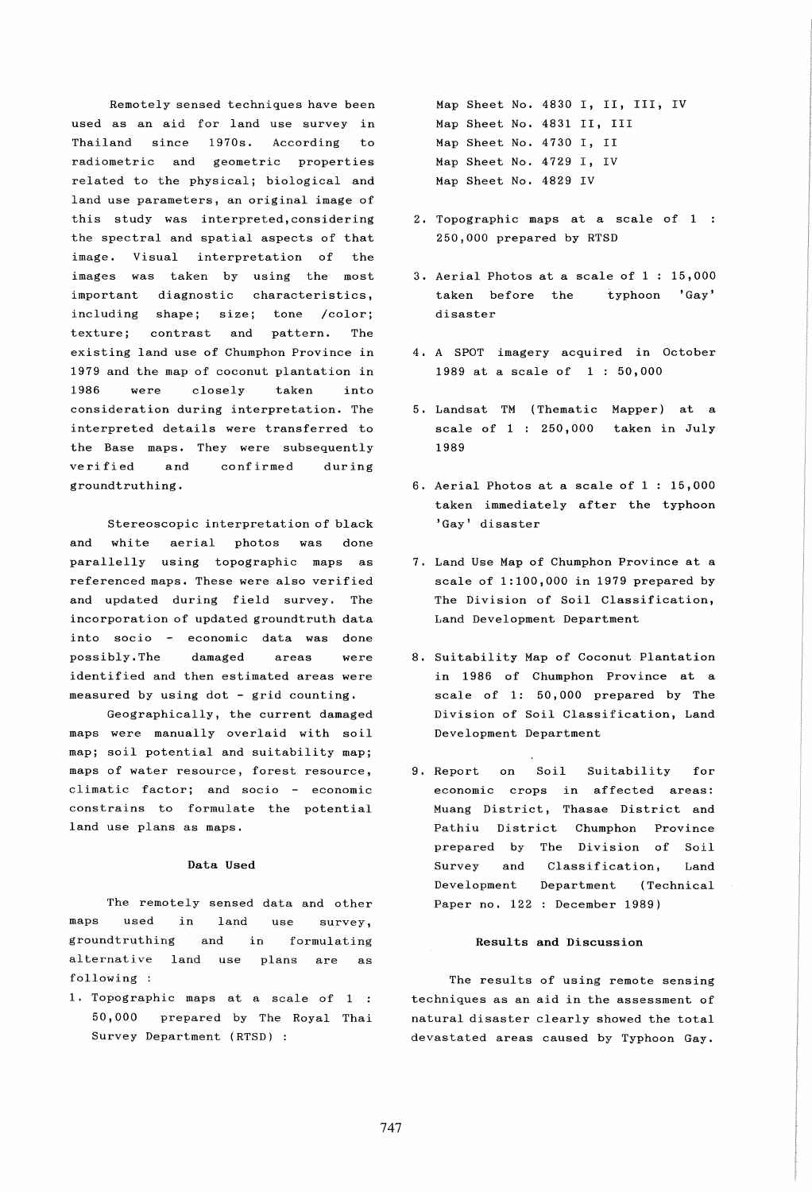Remotely sensed techniques have been used as an aid for land use survey in Thailand since 1970s. According to radiometric and geometric properties related to the physical; biological and land use parameters, an original image of this study was interpreted,considering the spectral and spatial aspects of that image. Visual interpretation of the images was taken by using the most important diagnostic characteristics, including shape; size; tone /color; texture; contrast and pattern. The existing land use of Chumphon Province in 1979 and the map of coconut plantation in 1986 were closely taken into consideration during interpretation. The interpreted details were transferred to the Base maps. They were subsequently verified and confirmed during groundtruthing.

Stereoscopic interpretation of black and white aerial photos was done parallelly using topographic maps as referenced maps. These were also verified and updated during field survey. The incorporation of updated groundtruth data into socio - economic data was done possibly.The damaged areas were identified and then estimated areas were measured by using dot - grid counting.

Geographically, the current damaged maps were manually overlaid with soil map; soil potential and suitability map; maps of water resource, forest resource, climatic factor; and socio - economic constrains to formulate the potential land use plans as maps.

### Data Used

The remotely sensed data and other maps used in land use survey, groundtruthing and in formulating alternative land use plans are as following :

1. Topographic maps at a scale of 1 : 50,000 prepared by The Royal Thai Survey Department (RTSD) :

   Map Sheet No. 4830 I, II, III, IV
   Map Sheet No. 4831 II, III
   Map Sheet No. 4730 I, II
   Map Sheet No. 4729 I, IV
   Map Sheet No. 4829 IV

2. Topographic maps at a scale of 1 : 250,000 prepared by RTSD

3. Aerial Photos at a scale of 1 : 15,000 taken before the typhoon 'Gay' disaster

4. A SPOT imagery acquired in October 1989 at a scale of 1 : 50,000

5. Landsat TM (Thematic Mapper) at a scale of 1 : 250,000 taken in July 1989

6. Aerial Photos at a scale of 1 : 15,000 taken immediately after the typhoon 'Gay' disaster

7. Land Use Map of Chumphon Province at a scale of 1:100,000 in 1979 prepared by The Division of Soil Classification, Land Development Department

8. Suitability Map of Coconut Plantation in 1986 of Chumphon Province at a scale of 1: 50,000 prepared by The Division of Soil Classification, Land Development Department

9. Report on Soil Suitability for economic crops in affected areas: Muang District, Thasae District and Pathiu District Chumphon Province prepared by The Division of Soil Survey and Classification, Land Development Department (Technical Paper no. 122 : December 1989)

### Results and Discussion

The results of using remote sensing techniques as an aid in the assessment of natural disaster clearly showed the total devastated areas caused by Typhoon Gay.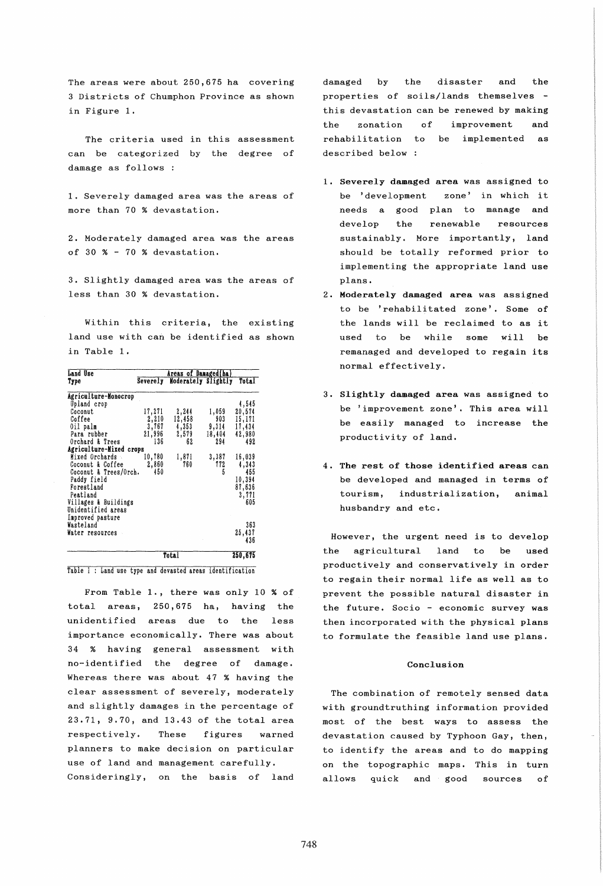The areas were about 250,675 ha covering 3 Districts of Chumphon Province as shown in Figure 1.

The criteria used in this assessment can be categorized by the degree of damage as follows :

1. Severely damaged area was the areas of more than 70 % devastation.

2. Moderately damaged area was the areas of 30 % - 70 % devastation.

3. Slightly damaged area was the areas of less than 30 % devastation.

Within this criteria, the existing land use with can be identified as shown in Table 1.

| Land Use Type | Areas of Damaged(ha) | | | |
|---|---|---|---|---|
| | Severely | Moderately | Slightly | Total |
| **Agriculture-Monocrop** | | | | |
| Upland crop | | | | 4,545 |
| Coconut | 17,271 | 2,244 | 1,059 | 20,574 |
| Coffee | 2,210 | 12,458 | 903 | 15,171 |
| Oil palm | 3,767 | 4,353 | 9,314 | 17,434 |
| Para rubber | 21,996 | 2,579 | 18,404 | 42,980 |
| Orchard & Trees | 136 | 62 | 294 | 492 |
| **Agriculture-Mixed crops** | | | | |
| Mixed Orchards | 10,780 | 1,871 | 3,387 | 16,039 |
| Coconut & Coffee | 2,860 | 760 | 772 | 4,343 |
| Coconut & Trees/Orch. | 450 | | 5 | 455 |
| Paddy field | | | | 10,394 |
| Forestland | | | | 87,636 |
| Peatland | | | | 3,771 |
| Villages & Buildings | | | | 605 |
| Unidentified areas | | | | |
| Improved pasture | | | | |
| Wasteland | | | | 363 |
| Water resources | | | | 25,437 |
| | | | | 436 |
| | | Total | | 250,675 |

Table 1 : Land use type and devasted areas identification

From Table 1., there was only 10 % of total areas, 250,675 ha, having the unidentified areas due to the less importance economically. There was about 34 % having general assessment with no-identified the degree of damage. Whereas there was about 47 % having the clear assessment of severely, moderately and slightly damages in the percentage of 23.71, 9.70, and 13.43 of the total area respectively. These figures warned planners to make decision on particular use of land and management carefully. Consideringly, on the basis of land damaged by the disaster and the properties of soils/lands themselves - this devastation can be renewed by making the zonation of improvement and rehabilitation to be implemented as described below :

1. **Severely damaged area** was assigned to be 'development zone' in which it needs a good plan to manage and develop the renewable resources sustainably. More importantly, land should be totally reformed prior to implementing the appropriate land use plans.
2. **Moderately damaged area** was assigned to be 'rehabilitated zone'. Some of the lands will be reclaimed to as it used to be while some will be remanaged and developed to regain its normal effectively.
3. **Slightly damaged area** was assigned to be 'improvement zone'. This area will be easily managed to increase the productivity of land.
4. **The rest of those identified areas** can be developed and managed in terms of tourism, industrialization, animal husbandry and etc.

However, the urgent need is to develop the agricultural land to be used productively and conservatively in order to regain their normal life as well as to prevent the possible natural disaster in the future. Socio - economic survey was then incorporated with the physical plans to formulate the feasible land use plans.

## Conclusion

The combination of remotely sensed data with groundtruthing information provided most of the best ways to assess the devastation caused by Typhoon Gay, then, to identify the areas and to do mapping on the topographic maps. This in turn allows quick and good sources of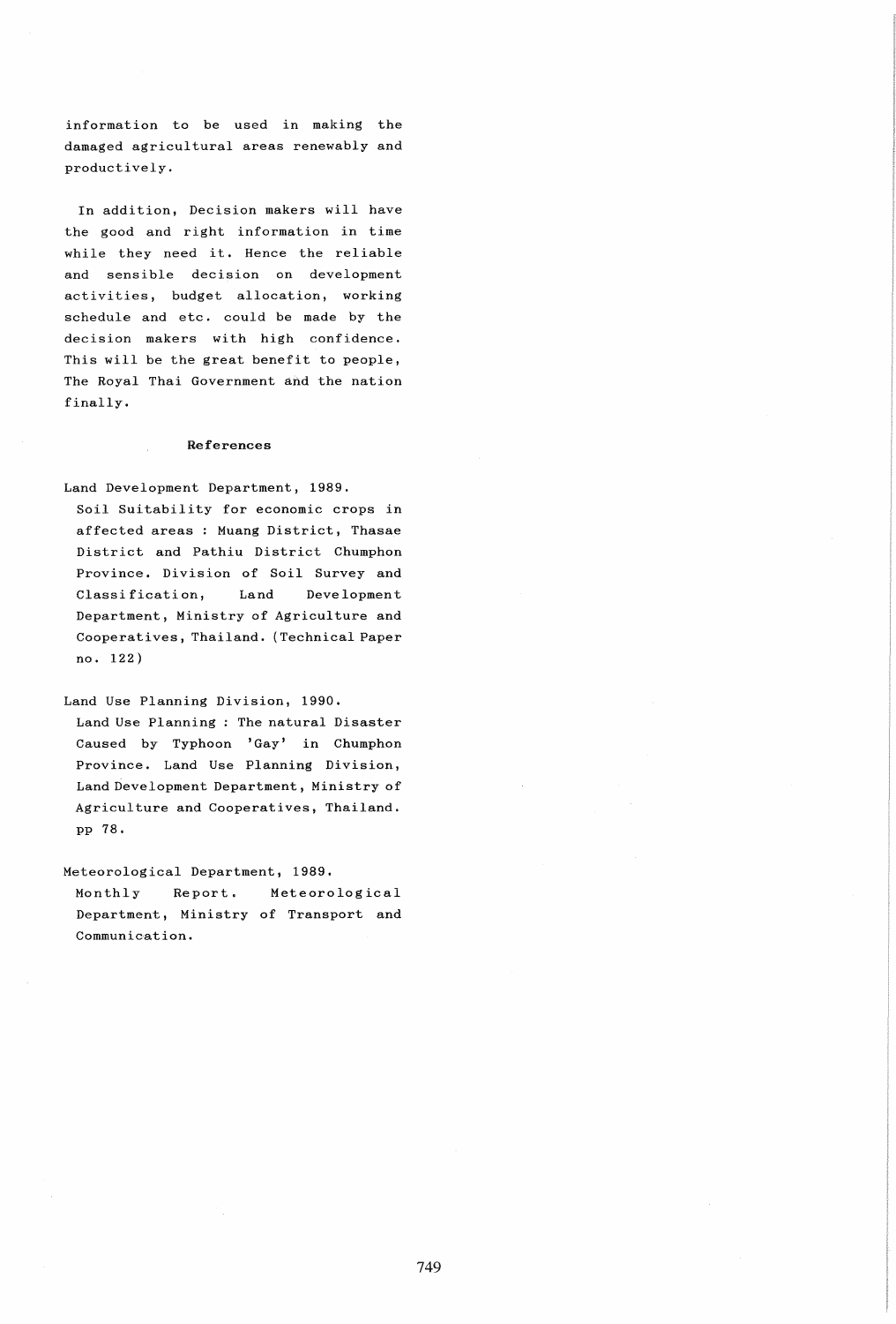information to be used in making the damaged agricultural areas renewably and productively.

In addition, Decision makers will have the good and right information in time while they need it. Hence the reliable and sensible decision on development activities, budget allocation, working schedule and etc. could be made by the decision makers with high confidence. This will be the great benefit to people, The Royal Thai Government and the nation finally.

## References

Land Development Department, 1989. Soil Suitability for economic crops in affected areas : Muang District, Thasae District and Pathiu District Chumphon Province. Division of Soil Survey and Classification, Land Development Department, Ministry of Agriculture and Cooperatives, Thailand. (Technical Paper no. 122)

Land Use Planning Division, 1990. Land Use Planning : The natural Disaster Caused by Typhoon 'Gay' in Chumphon Province. Land Use Planning Division, Land Development Department, Ministry of Agriculture and Cooperatives, Thailand. pp 78.

Meteorological Department, 1989. Monthly Report. Meteorological Department, Ministry of Transport and Communication.